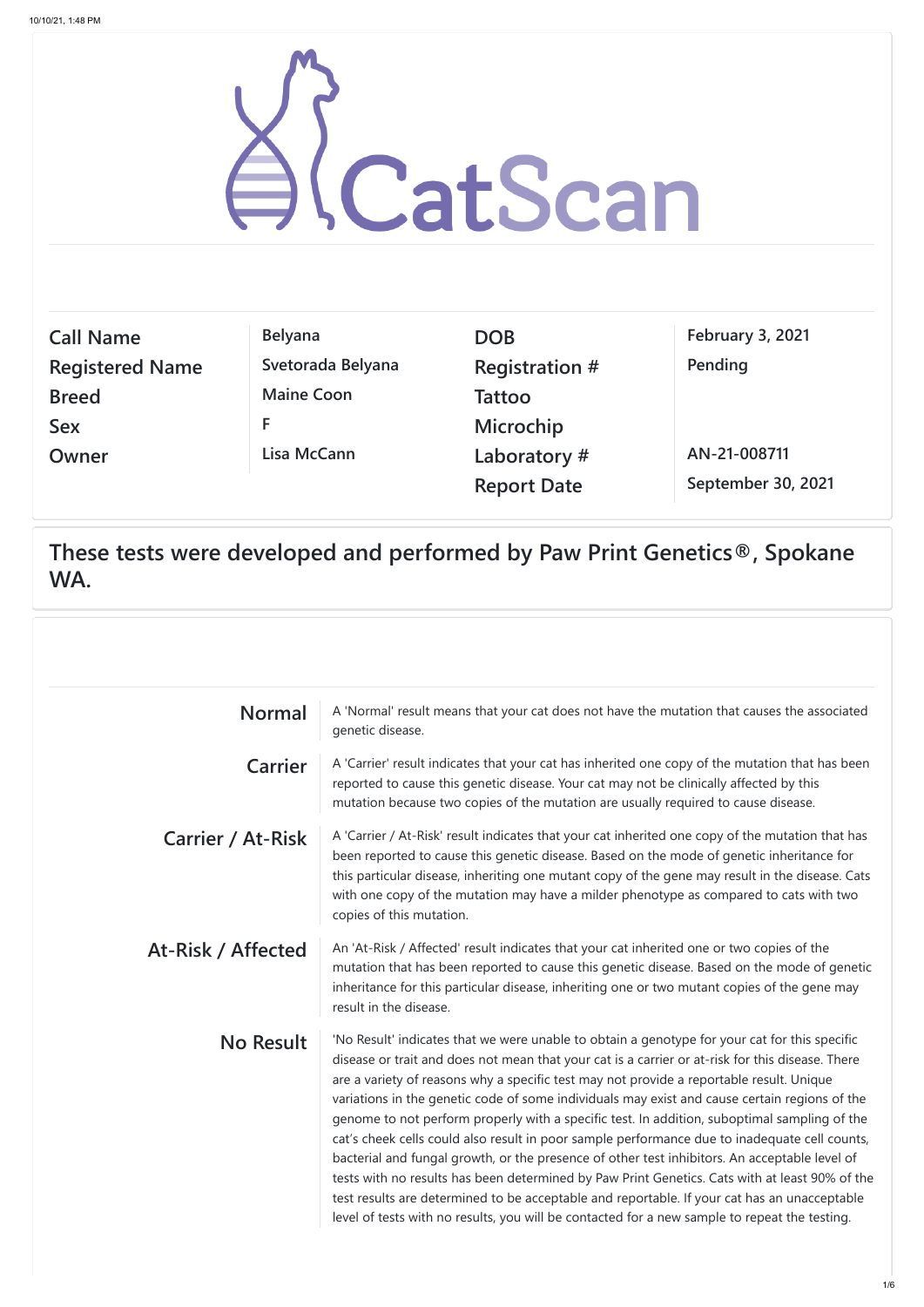# CatScan

| Call Name | Belyana | DOB | February 3, 2021 |
|---|---|---|---|
| Registered Name | Svetorada Belyana | Registration # | Pending |
| Breed | Maine Coon | Tattoo | |
| Sex | F | Microchip | |
| Owner | Lisa McCann | Laboratory # | AN-21-008711 |
| | | Report Date | September 30, 2021 |

## These tests were developed and performed by Paw Print Genetics®, Spokane WA.

| | |
|---|---|
| **Normal** | A 'Normal' result means that your cat does not have the mutation that causes the associated genetic disease. |
| **Carrier** | A 'Carrier' result indicates that your cat has inherited one copy of the mutation that has been reported to cause this genetic disease. Your cat may not be clinically affected by this mutation because two copies of the mutation are usually required to cause disease. |
| **Carrier / At-Risk** | A 'Carrier / At-Risk' result indicates that your cat inherited one copy of the mutation that has been reported to cause this genetic disease. Based on the mode of genetic inheritance for this particular disease, inheriting one mutant copy of the gene may result in the disease. Cats with one copy of the mutation may have a milder phenotype as compared to cats with two copies of this mutation. |
| **At-Risk / Affected** | An 'At-Risk / Affected' result indicates that your cat inherited one or two copies of the mutation that has been reported to cause this genetic disease. Based on the mode of genetic inheritance for this particular disease, inheriting one or two mutant copies of the gene may result in the disease. |
| **No Result** | 'No Result' indicates that we were unable to obtain a genotype for your cat for this specific disease or trait and does not mean that your cat is a carrier or at-risk for this disease. There are a variety of reasons why a specific test may not provide a reportable result. Unique variations in the genetic code of some individuals may exist and cause certain regions of the genome to not perform properly with a specific test. In addition, suboptimal sampling of the cat's cheek cells could also result in poor sample performance due to inadequate cell counts, bacterial and fungal growth, or the presence of other test inhibitors. An acceptable level of tests with no results has been determined by Paw Print Genetics. Cats with at least 90% of the test results are determined to be acceptable and reportable. If your cat has an unacceptable level of tests with no results, you will be contacted for a new sample to repeat the testing. |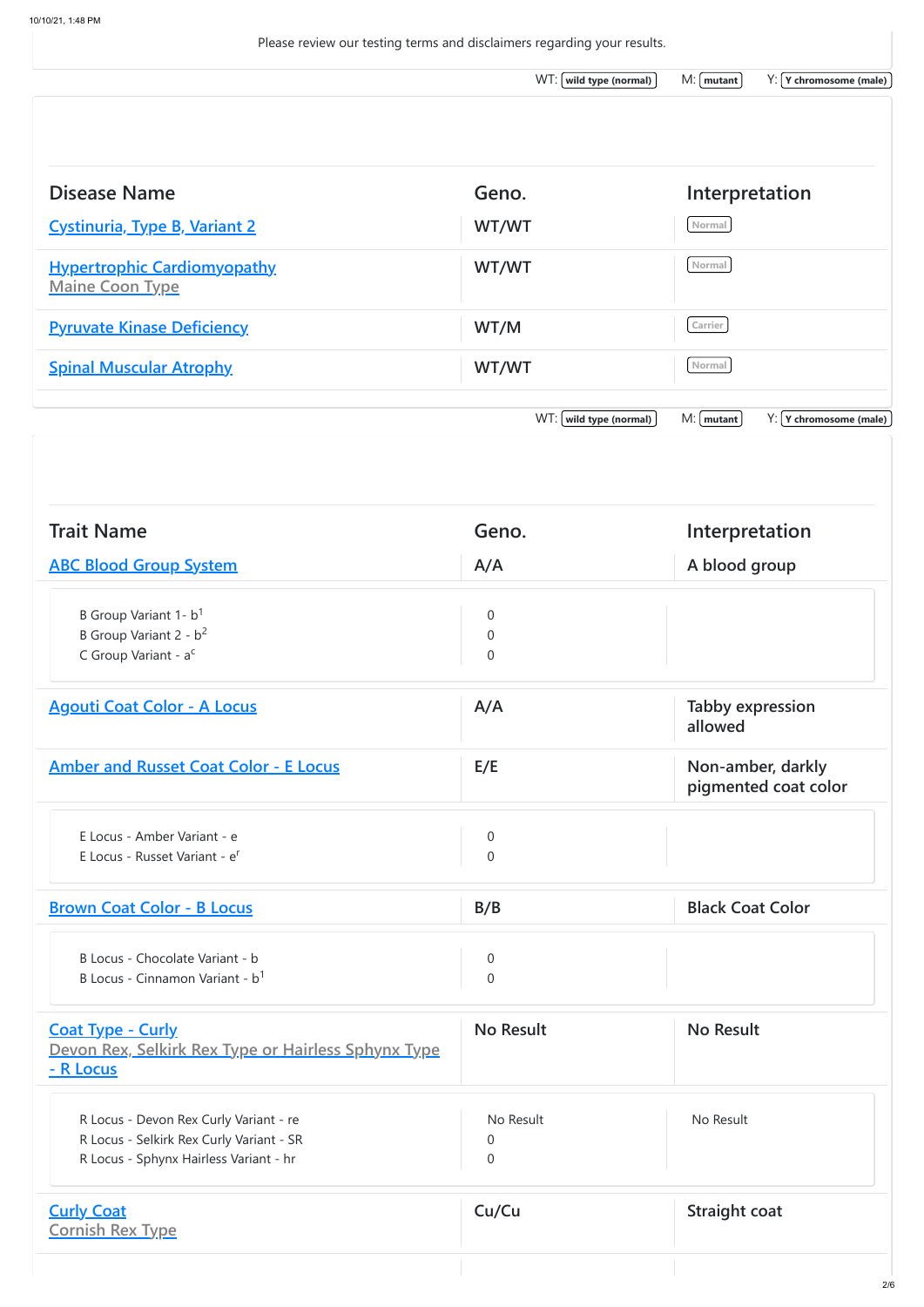Please review our testing terms and disclaimers regarding your results.

WT: wild type (normal) M: mutant Y: Y chromosome (male)

| Disease Name | Geno. | Interpretation |
| --- | --- | --- |
| Cystinuria, Type B, Variant 2 | WT/WT | Normal |
| Hypertrophic Cardiomyopathy Maine Coon Type | WT/WT | Normal |
| Pyruvate Kinase Deficiency | WT/M | Carrier |
| Spinal Muscular Atrophy | WT/WT | Normal |

WT: wild type (normal) M: mutant Y: Y chromosome (male)

| Trait Name | Geno. | Interpretation |
| --- | --- | --- |
| ABC Blood Group System | A/A | A blood group |
| B Group Variant 1 - $b^1$ | 0 | |
| B Group Variant 2 - $b^2$ | 0 | |
| C Group Variant - $a^c$ | 0 | |
| Agouti Coat Color - A Locus | A/A | Tabby expression allowed |
| Amber and Russet Coat Color - E Locus | E/E | Non-amber, darkly pigmented coat color |
| E Locus - Amber Variant - e | 0 | |
| E Locus - Russet Variant - $e^r$ | 0 | |
| Brown Coat Color - B Locus | B/B | Black Coat Color |
| B Locus - Chocolate Variant - b | 0 | |
| B Locus - Cinnamon Variant - $b^1$ | 0 | |
| Coat Type - Curly Devon Rex, Selkirk Rex Type or Hairless Sphynx Type - R Locus | No Result | No Result |
| R Locus - Devon Rex Curly Variant - re | No Result | No Result |
| R Locus - Selkirk Rex Curly Variant - SR | 0 | |
| R Locus - Sphynx Hairless Variant - hr | 0 | |
| Curly Coat Cornish Rex Type | Cu/Cu | Straight coat |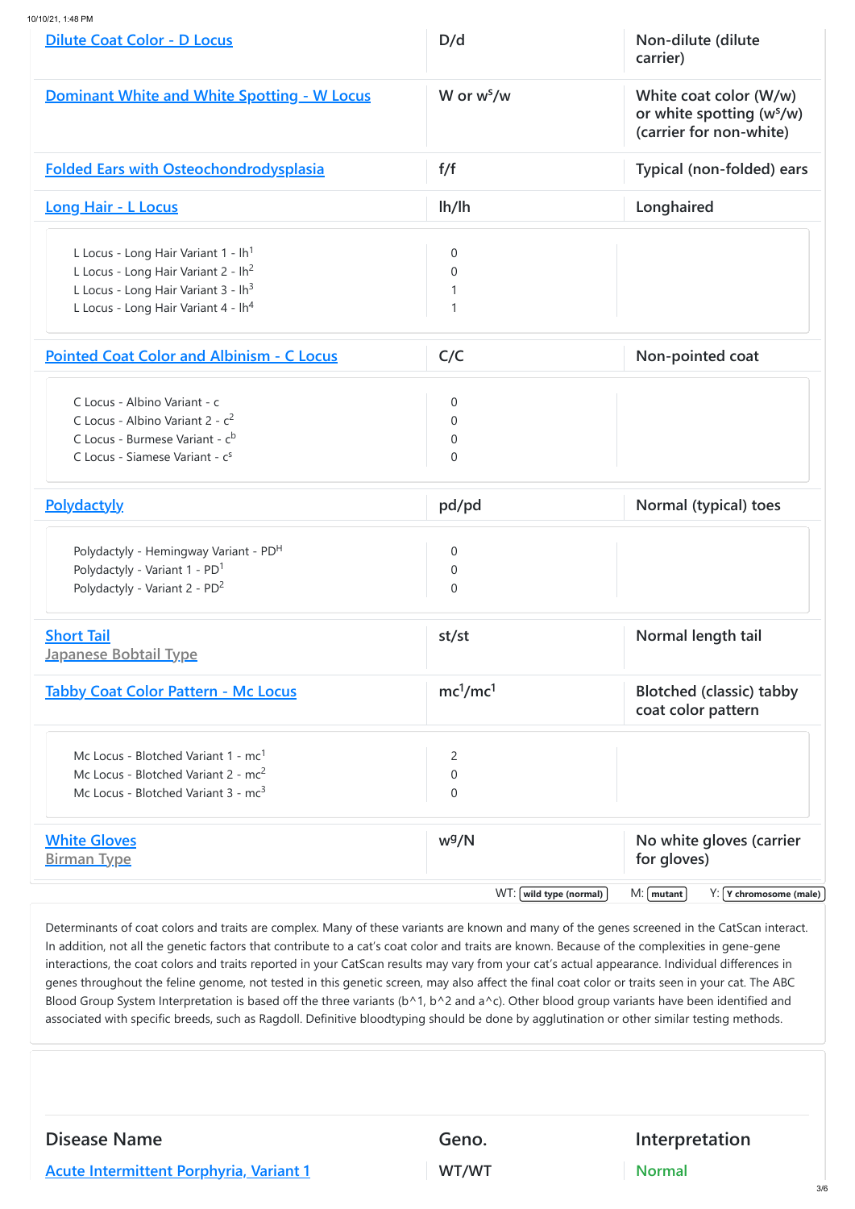| | | |
|---|---|---|
| Dilute Coat Color - D Locus | D/d | Non-dilute (dilute carrier) |
| Dominant White and White Spotting - W Locus | W or $w^s$/w | White coat color (W/w) or white spotting ($w^s$/w) (carrier for non-white) |
| Folded Ears with Osteochondrodysplasia | f/f | Typical (non-folded) ears |
| Long Hair - L Locus | lh/lh | Longhaired |
| L Locus - Long Hair Variant 1 - $lh^1$ | 0 | |
| L Locus - Long Hair Variant 2 - $lh^2$ | 0 | |
| L Locus - Long Hair Variant 3 - $lh^3$ | 1 | |
| L Locus - Long Hair Variant 4 - $lh^4$ | 1 | |
| Pointed Coat Color and Albinism - C Locus | C/C | Non-pointed coat |
| C Locus - Albino Variant - c | 0 | |
| C Locus - Albino Variant 2 - $c^2$ | 0 | |
| C Locus - Burmese Variant - $c^b$ | 0 | |
| C Locus - Siamese Variant - $c^s$ | 0 | |
| Polydactyly | pd/pd | Normal (typical) toes |
| Polydactyly - Hemingway Variant - $PD^H$ | 0 | |
| Polydactyly - Variant 1 - $PD^1$ | 0 | |
| Polydactyly - Variant 2 - $PD^2$ | 0 | |
| Short Tail<br>Japanese Bobtail Type | st/st | Normal length tail |
| Tabby Coat Color Pattern - Mc Locus | $mc^1$/$mc^1$ | Blotched (classic) tabby coat color pattern |
| Mc Locus - Blotched Variant 1 - $mc^1$ | 2 | |
| Mc Locus - Blotched Variant 2 - $mc^2$ | 0 | |
| Mc Locus - Blotched Variant 3 - $mc^3$ | 0 | |
| White Gloves<br>Birman Type | $w^g$/N | No white gloves (carrier for gloves) |

WT: wild type (normal) M: mutant Y: Y chromosome (male)

Determinants of coat colors and traits are complex. Many of these variants are known and many of the genes screened in the CatScan interact. In addition, not all the genetic factors that contribute to a cat's coat color and traits are known. Because of the complexities in gene-gene interactions, the coat colors and traits reported in your CatScan results may vary from your cat's actual appearance. Individual differences in genes throughout the feline genome, not tested in this genetic screen, may also affect the final coat color or traits seen in your cat. The ABC Blood Group System Interpretation is based off the three variants (b^1, b^2 and a^c). Other blood group variants have been identified and associated with specific breeds, such as Ragdoll. Definitive bloodtyping should be done by agglutination or other similar testing methods.

| Disease Name | Geno. | Interpretation |
|---|---|---|
| Acute Intermittent Porphyria, Variant 1 | WT/WT | Normal |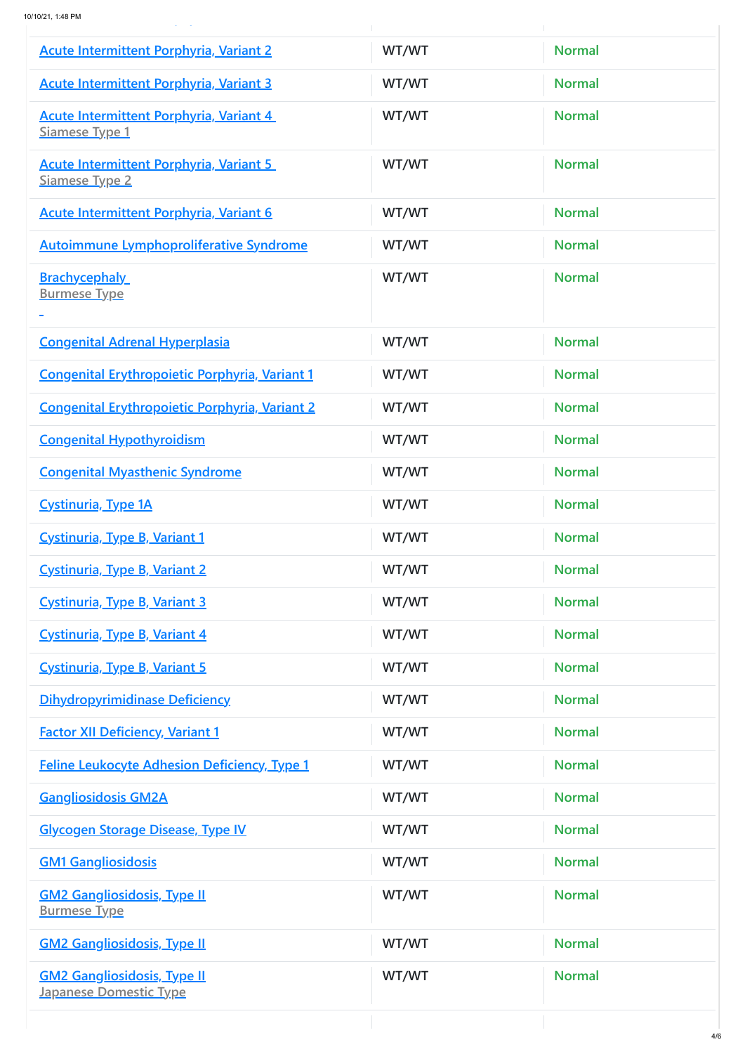| | | |
|---|---|---|
| Acute Intermittent Porphyria, Variant 2 | WT/WT | Normal |
| Acute Intermittent Porphyria, Variant 3 | WT/WT | Normal |
| Acute Intermittent Porphyria, Variant 4 Siamese Type 1 | WT/WT | Normal |
| Acute Intermittent Porphyria, Variant 5 Siamese Type 2 | WT/WT | Normal |
| Acute Intermittent Porphyria, Variant 6 | WT/WT | Normal |
| Autoimmune Lymphoproliferative Syndrome | WT/WT | Normal |
| Brachycephaly Burmese Type | WT/WT | Normal |
| Congenital Adrenal Hyperplasia | WT/WT | Normal |
| Congenital Erythropoietic Porphyria, Variant 1 | WT/WT | Normal |
| Congenital Erythropoietic Porphyria, Variant 2 | WT/WT | Normal |
| Congenital Hypothyroidism | WT/WT | Normal |
| Congenital Myasthenic Syndrome | WT/WT | Normal |
| Cystinuria, Type 1A | WT/WT | Normal |
| Cystinuria, Type B, Variant 1 | WT/WT | Normal |
| Cystinuria, Type B, Variant 2 | WT/WT | Normal |
| Cystinuria, Type B, Variant 3 | WT/WT | Normal |
| Cystinuria, Type B, Variant 4 | WT/WT | Normal |
| Cystinuria, Type B, Variant 5 | WT/WT | Normal |
| Dihydropyrimidinase Deficiency | WT/WT | Normal |
| Factor XII Deficiency, Variant 1 | WT/WT | Normal |
| Feline Leukocyte Adhesion Deficiency, Type 1 | WT/WT | Normal |
| Gangliosidosis GM2A | WT/WT | Normal |
| Glycogen Storage Disease, Type IV | WT/WT | Normal |
| GM1 Gangliosidosis | WT/WT | Normal |
| GM2 Gangliosidosis, Type II Burmese Type | WT/WT | Normal |
| GM2 Gangliosidosis, Type II | WT/WT | Normal |
| GM2 Gangliosidosis, Type II Japanese Domestic Type | WT/WT | Normal |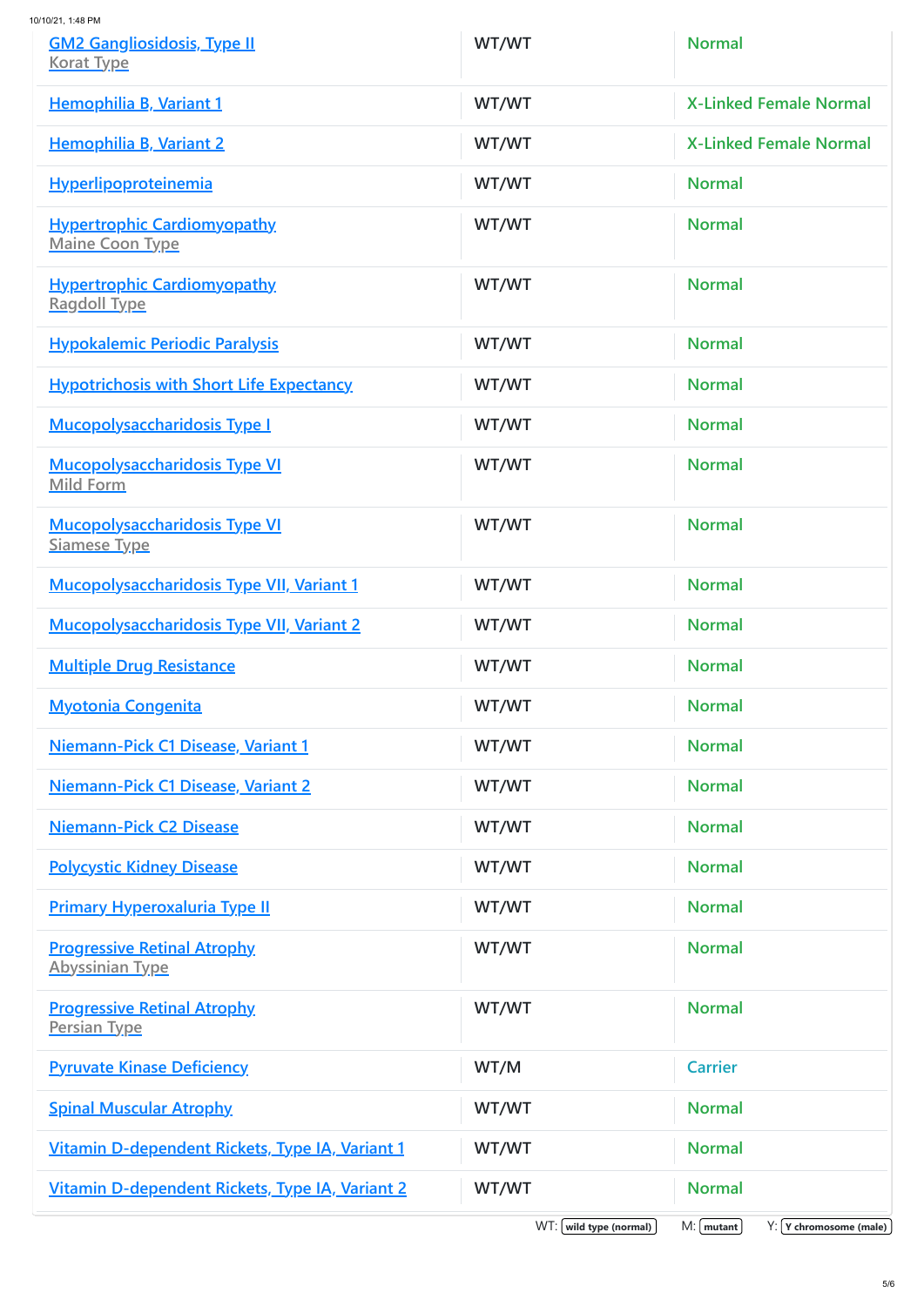| | | |
|---|---|---|
| GM2 Gangliosidosis, Type II<br>Korat Type | WT/WT | Normal |
| Hemophilia B, Variant 1 | WT/WT | X-Linked Female Normal |
| Hemophilia B, Variant 2 | WT/WT | X-Linked Female Normal |
| Hyperlipoproteinemia | WT/WT | Normal |
| Hypertrophic Cardiomyopathy<br>Maine Coon Type | WT/WT | Normal |
| Hypertrophic Cardiomyopathy<br>Ragdoll Type | WT/WT | Normal |
| Hypokalemic Periodic Paralysis | WT/WT | Normal |
| Hypotrichosis with Short Life Expectancy | WT/WT | Normal |
| Mucopolysaccharidosis Type I | WT/WT | Normal |
| Mucopolysaccharidosis Type VI<br>Mild Form | WT/WT | Normal |
| Mucopolysaccharidosis Type VI<br>Siamese Type | WT/WT | Normal |
| Mucopolysaccharidosis Type VII, Variant 1 | WT/WT | Normal |
| Mucopolysaccharidosis Type VII, Variant 2 | WT/WT | Normal |
| Multiple Drug Resistance | WT/WT | Normal |
| Myotonia Congenita | WT/WT | Normal |
| Niemann-Pick C1 Disease, Variant 1 | WT/WT | Normal |
| Niemann-Pick C1 Disease, Variant 2 | WT/WT | Normal |
| Niemann-Pick C2 Disease | WT/WT | Normal |
| Polycystic Kidney Disease | WT/WT | Normal |
| Primary Hyperoxaluria Type II | WT/WT | Normal |
| Progressive Retinal Atrophy<br>Abyssinian Type | WT/WT | Normal |
| Progressive Retinal Atrophy<br>Persian Type | WT/WT | Normal |
| Pyruvate Kinase Deficiency | WT/M | Carrier |
| Spinal Muscular Atrophy | WT/WT | Normal |
| Vitamin D-dependent Rickets, Type IA, Variant 1 | WT/WT | Normal |
| Vitamin D-dependent Rickets, Type IA, Variant 2 | WT/WT | Normal |

WT: wild type (normal) M: mutant Y: Y chromosome (male)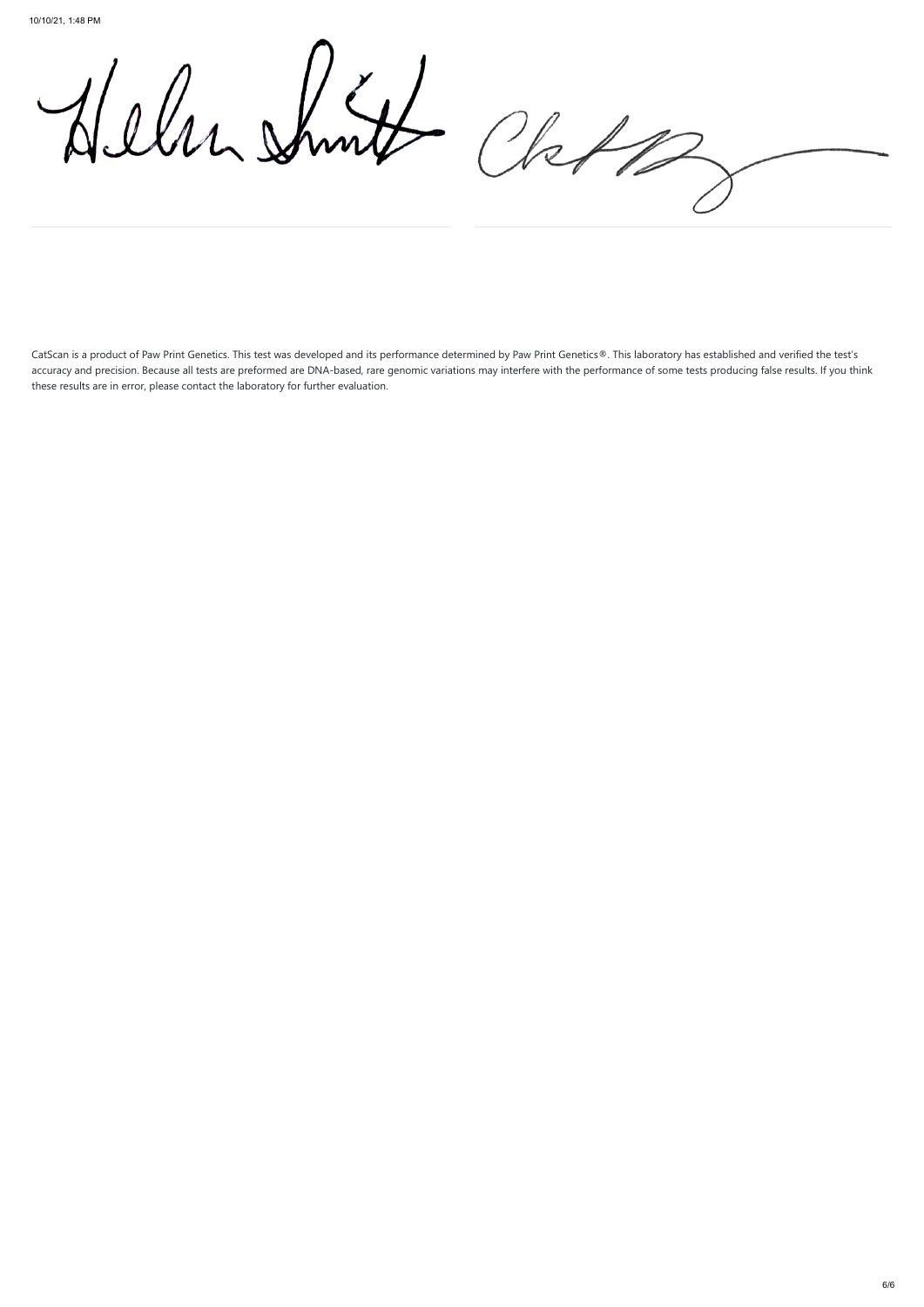CatScan is a product of Paw Print Genetics. This test was developed and its performance determined by Paw Print Genetics®. This laboratory has established and verified the test's accuracy and precision. Because all tests are preformed are DNA-based, rare genomic variations may interfere with the performance of some tests producing false results. If you think these results are in error, please contact the laboratory for further evaluation.